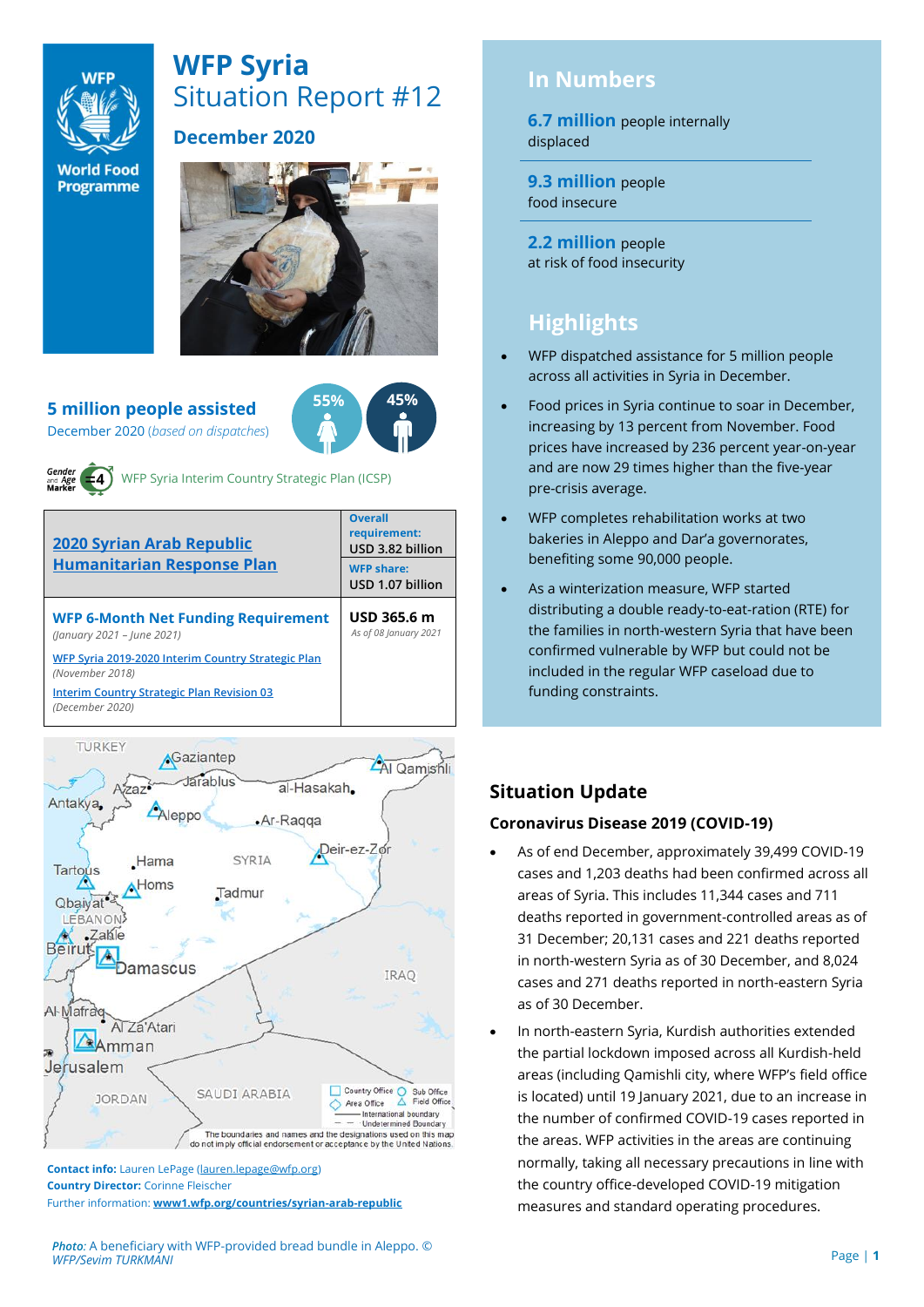# WFP Syria
## Situation Report #12

**December 2020**

**5 million people assisted**
December 2020 (*based on dispatches*)

55% 45%

WFP Syria Interim Country Strategic Plan (ICSP)

| 2020 Syrian Arab Republic Humanitarian Response Plan | **Overall requirement:** USD 3.82 billion<br>**WFP share:** USD 1.07 billion |
|---|---|
| **WFP 6-Month Net Funding Requirement** *(January 2021 – June 2021)*<br>WFP Syria 2019-2020 Interim Country Strategic Plan *(November 2018)*<br>Interim Country Strategic Plan Revision 03 *(December 2020)* | **USD 365.6 m**<br>*As of 08 January 2021* |

The boundaries and names and the designations used on this map do not imply official endorsement or acceptance by the United Nations.

**Contact info:** Lauren LePage (lauren.lepage@wfp.org)
**Country Director:** Corinne Fleischer
Further information: **www1.wfp.org/countries/syrian-arab-republic**

*Photo:* A beneficiary with WFP-provided bread bundle in Aleppo. © *WFP/Sevim TURKMANI*

## In Numbers

**6.7 million** people internally displaced

**9.3 million** people food insecure

**2.2 million** people at risk of food insecurity

## Highlights

- WFP dispatched assistance for 5 million people across all activities in Syria in December.
- Food prices in Syria continue to soar in December, increasing by 13 percent from November. Food prices have increased by 236 percent year-on-year and are now 29 times higher than the five-year pre-crisis average.
- WFP completes rehabilitation works at two bakeries in Aleppo and Dar'a governorates, benefiting some 90,000 people.
- As a winterization measure, WFP started distributing a double ready-to-eat-ration (RTE) for the families in north-western Syria that have been confirmed vulnerable by WFP but could not be included in the regular WFP caseload due to funding constraints.

## Situation Update

### Coronavirus Disease 2019 (COVID-19)

- As of end December, approximately 39,499 COVID-19 cases and 1,203 deaths had been confirmed across all areas of Syria. This includes 11,344 cases and 711 deaths reported in government-controlled areas as of 31 December; 20,131 cases and 221 deaths reported in north-western Syria as of 30 December, and 8,024 cases and 271 deaths reported in north-eastern Syria as of 30 December.
- In north-eastern Syria, Kurdish authorities extended the partial lockdown imposed across all Kurdish-held areas (including Qamishli city, where WFP's field office is located) until 19 January 2021, due to an increase in the number of confirmed COVID-19 cases reported in the areas. WFP activities in the areas are continuing normally, taking all necessary precautions in line with the country office-developed COVID-19 mitigation measures and standard operating procedures.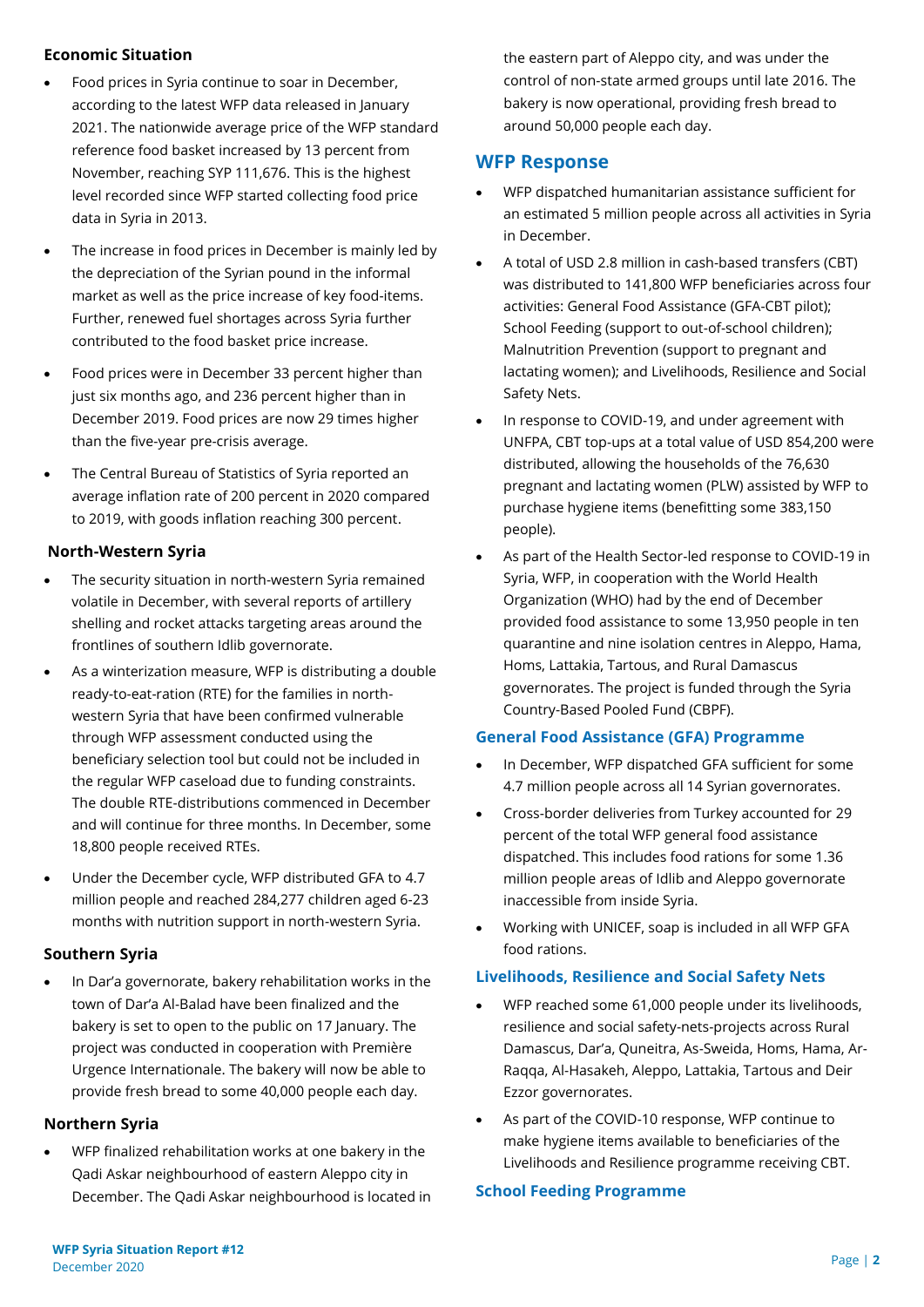### Economic Situation

- Food prices in Syria continue to soar in December, according to the latest WFP data released in January 2021. The nationwide average price of the WFP standard reference food basket increased by 13 percent from November, reaching SYP 111,676. This is the highest level recorded since WFP started collecting food price data in Syria in 2013.
- The increase in food prices in December is mainly led by the depreciation of the Syrian pound in the informal market as well as the price increase of key food-items. Further, renewed fuel shortages across Syria further contributed to the food basket price increase.
- Food prices were in December 33 percent higher than just six months ago, and 236 percent higher than in December 2019. Food prices are now 29 times higher than the five-year pre-crisis average.
- The Central Bureau of Statistics of Syria reported an average inflation rate of 200 percent in 2020 compared to 2019, with goods inflation reaching 300 percent.

### North-Western Syria

- The security situation in north-western Syria remained volatile in December, with several reports of artillery shelling and rocket attacks targeting areas around the frontlines of southern Idlib governorate.
- As a winterization measure, WFP is distributing a double ready-to-eat-ration (RTE) for the families in north-western Syria that have been confirmed vulnerable through WFP assessment conducted using the beneficiary selection tool but could not be included in the regular WFP caseload due to funding constraints. The double RTE-distributions commenced in December and will continue for three months. In December, some 18,800 people received RTEs.
- Under the December cycle, WFP distributed GFA to 4.7 million people and reached 284,277 children aged 6-23 months with nutrition support in north-western Syria.

### Southern Syria

- In Dar'a governorate, bakery rehabilitation works in the town of Dar'a Al-Balad have been finalized and the bakery is set to open to the public on 17 January. The project was conducted in cooperation with Première Urgence Internationale. The bakery will now be able to provide fresh bread to some 40,000 people each day.

### Northern Syria

- WFP finalized rehabilitation works at one bakery in the Qadi Askar neighbourhood of eastern Aleppo city in December. The Qadi Askar neighbourhood is located in the eastern part of Aleppo city, and was under the control of non-state armed groups until late 2016. The bakery is now operational, providing fresh bread to around 50,000 people each day.

## WFP Response

- WFP dispatched humanitarian assistance sufficient for an estimated 5 million people across all activities in Syria in December.
- A total of USD 2.8 million in cash-based transfers (CBT) was distributed to 141,800 WFP beneficiaries across four activities: General Food Assistance (GFA-CBT pilot); School Feeding (support to out-of-school children); Malnutrition Prevention (support to pregnant and lactating women); and Livelihoods, Resilience and Social Safety Nets.
- In response to COVID-19, and under agreement with UNFPA, CBT top-ups at a total value of USD 854,200 were distributed, allowing the households of the 76,630 pregnant and lactating women (PLW) assisted by WFP to purchase hygiene items (benefitting some 383,150 people).
- As part of the Health Sector-led response to COVID-19 in Syria, WFP, in cooperation with the World Health Organization (WHO) had by the end of December provided food assistance to some 13,950 people in ten quarantine and nine isolation centres in Aleppo, Hama, Homs, Lattakia, Tartous, and Rural Damascus governorates. The project is funded through the Syria Country-Based Pooled Fund (CBPF).

### General Food Assistance (GFA) Programme

- In December, WFP dispatched GFA sufficient for some 4.7 million people across all 14 Syrian governorates.
- Cross-border deliveries from Turkey accounted for 29 percent of the total WFP general food assistance dispatched. This includes food rations for some 1.36 million people areas of Idlib and Aleppo governorate inaccessible from inside Syria.
- Working with UNICEF, soap is included in all WFP GFA food rations.

### Livelihoods, Resilience and Social Safety Nets

- WFP reached some 61,000 people under its livelihoods, resilience and social safety-nets-projects across Rural Damascus, Dar'a, Quneitra, As-Sweida, Homs, Hama, Ar-Raqqa, Al-Hasakeh, Aleppo, Lattakia, Tartous and Deir Ezzor governorates.
- As part of the COVID-10 response, WFP continue to make hygiene items available to beneficiaries of the Livelihoods and Resilience programme receiving CBT.

### School Feeding Programme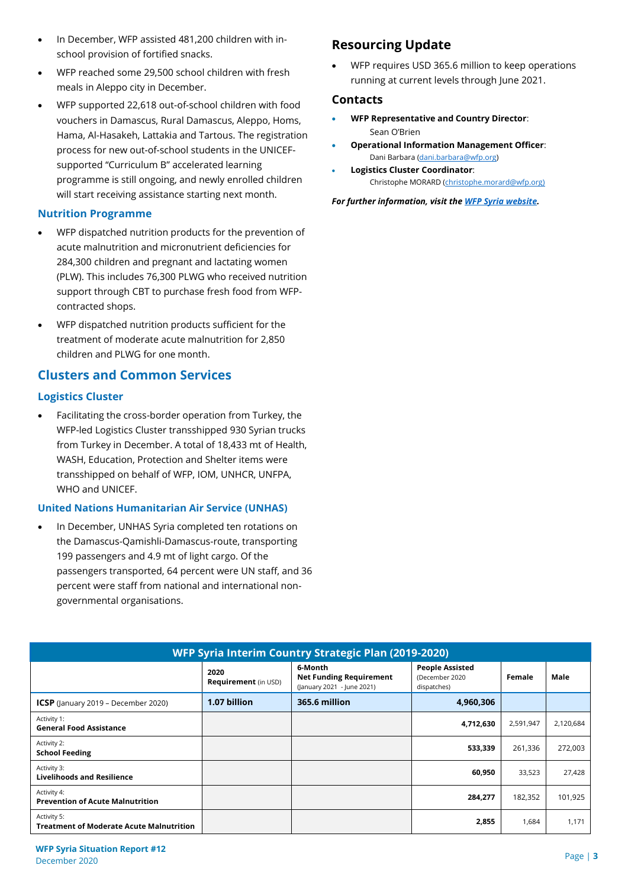- In December, WFP assisted 481,200 children with in-school provision of fortified snacks.
- WFP reached some 29,500 school children with fresh meals in Aleppo city in December.
- WFP supported 22,618 out-of-school children with food vouchers in Damascus, Rural Damascus, Aleppo, Homs, Hama, Al-Hasakeh, Lattakia and Tartous. The registration process for new out-of-school students in the UNICEF-supported "Curriculum B" accelerated learning programme is still ongoing, and newly enrolled children will start receiving assistance starting next month.

### Nutrition Programme

- WFP dispatched nutrition products for the prevention of acute malnutrition and micronutrient deficiencies for 284,300 children and pregnant and lactating women (PLW). This includes 76,300 PLWG who received nutrition support through CBT to purchase fresh food from WFP-contracted shops.
- WFP dispatched nutrition products sufficient for the treatment of moderate acute malnutrition for 2,850 children and PLWG for one month.

## Clusters and Common Services

### Logistics Cluster

- Facilitating the cross-border operation from Turkey, the WFP-led Logistics Cluster transshipped 930 Syrian trucks from Turkey in December. A total of 18,433 mt of Health, WASH, Education, Protection and Shelter items were transshipped on behalf of WFP, IOM, UNHCR, UNFPA, WHO and UNICEF.

### United Nations Humanitarian Air Service (UNHAS)

- In December, UNHAS Syria completed ten rotations on the Damascus-Qamishli-Damascus-route, transporting 199 passengers and 4.9 mt of light cargo. Of the passengers transported, 64 percent were UN staff, and 36 percent were staff from national and international non-governmental organisations.

## Resourcing Update

- WFP requires USD 365.6 million to keep operations running at current levels through June 2021.

## Contacts

- **WFP Representative and Country Director**: Sean O'Brien
- **Operational Information Management Officer**: Dani Barbara (dani.barbara@wfp.org)
- **Logistics Cluster Coordinator**: Christophe MORARD (christophe.morard@wfp.org)

***For further information, visit the WFP Syria website.***

**WFP Syria Interim Country Strategic Plan (2019-2020)**

| | 2020 Requirement (in USD) | 6-Month Net Funding Requirement (January 2021 - June 2021) | People Assisted (December 2020 dispatches) | Female | Male |
|---|---|---|---|---|---|
| **ICSP** (January 2019 – December 2020) | **1.07 billion** | **365.6 million** | **4,960,306** | | |
| Activity 1: **General Food Assistance** | | | **4,712,630** | 2,591,947 | 2,120,684 |
| Activity 2: **School Feeding** | | | **533,339** | 261,336 | 272,003 |
| Activity 3: **Livelihoods and Resilience** | | | **60,950** | 33,523 | 27,428 |
| Activity 4: **Prevention of Acute Malnutrition** | | | **284,277** | 182,352 | 101,925 |
| Activity 5: **Treatment of Moderate Acute Malnutrition** | | | **2,855** | 1,684 | 1,171 |